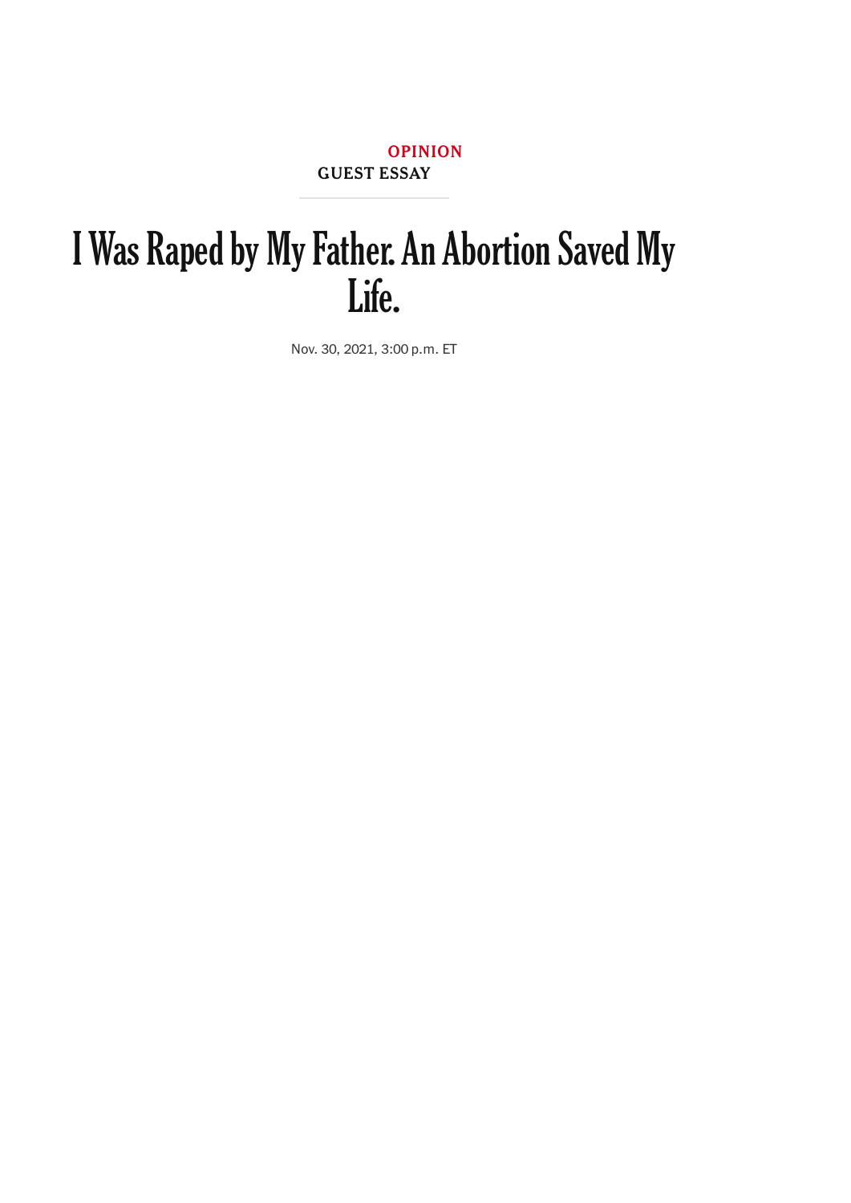OPINION

GUEST ESSAY

# I Was Raped by My Father. An Abortion Saved My Life.

Nov. 30, 2021, 3:00 p.m. ET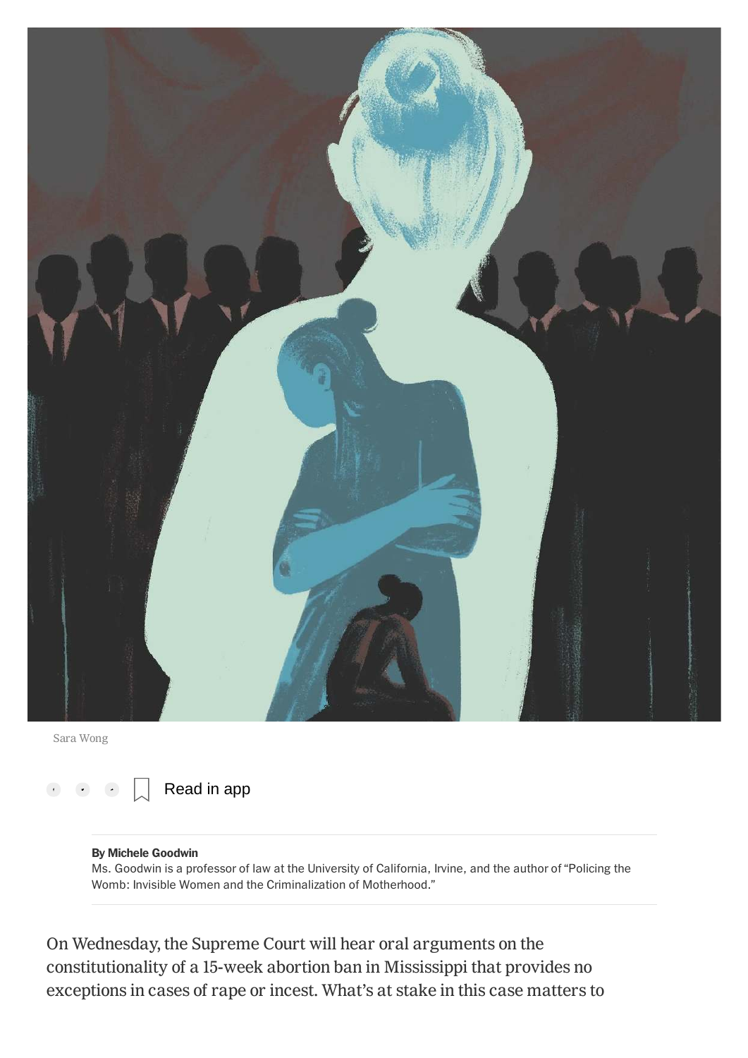Sara Wong

Read in app

**By Michele Goodwin**

Ms. Goodwin is a professor of law at the University of California, Irvine, and the author of "Policing the Womb: Invisible Women and the Criminalization of Motherhood."

On Wednesday, the Supreme Court will hear oral arguments on the constitutionality of a 15-week abortion ban in Mississippi that provides no exceptions in cases of rape or incest. What's at stake in this case matters to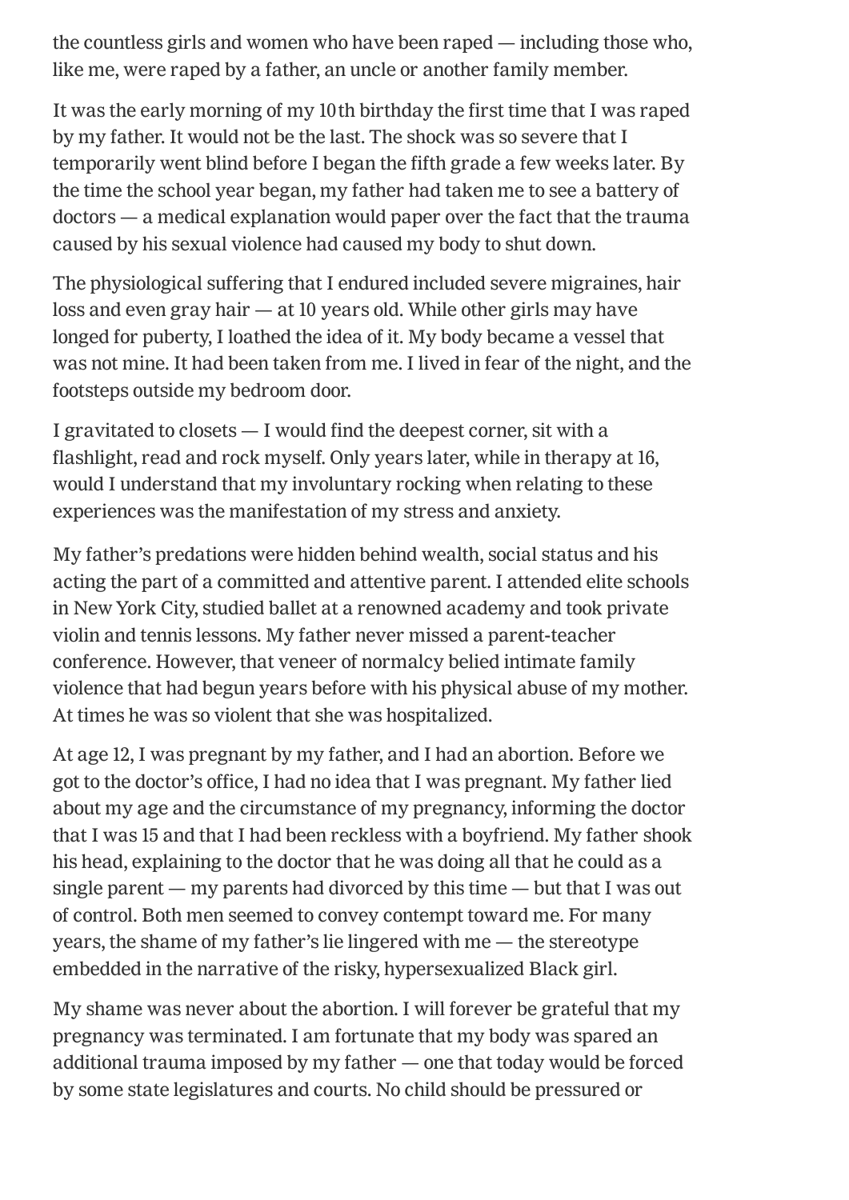the countless girls and women who have been raped — including those who, like me, were raped by a father, an uncle or another family member.

It was the early morning of my 10th birthday the first time that I was raped by my father. It would not be the last. The shock was so severe that I temporarily went blind before I began the fifth grade a few weeks later. By the time the school year began, my father had taken me to see a battery of doctors — a medical explanation would paper over the fact that the trauma caused by his sexual violence had caused my body to shut down.

The physiological suffering that I endured included severe migraines, hair loss and even gray hair — at 10 years old. While other girls may have longed for puberty, I loathed the idea of it. My body became a vessel that was not mine. It had been taken from me. I lived in fear of the night, and the footsteps outside my bedroom door.

I gravitated to closets — I would find the deepest corner, sit with a flashlight, read and rock myself. Only years later, while in therapy at 16, would I understand that my involuntary rocking when relating to these experiences was the manifestation of my stress and anxiety.

My father's predations were hidden behind wealth, social status and his acting the part of a committed and attentive parent. I attended elite schools in New York City, studied ballet at a renowned academy and took private violin and tennis lessons. My father never missed a parent-teacher conference. However, that veneer of normalcy belied intimate family violence that had begun years before with his physical abuse of my mother. At times he was so violent that she was hospitalized.

At age 12, I was pregnant by my father, and I had an abortion. Before we got to the doctor's office, I had no idea that I was pregnant. My father lied about my age and the circumstance of my pregnancy, informing the doctor that I was 15 and that I had been reckless with a boyfriend. My father shook his head, explaining to the doctor that he was doing all that he could as a single parent — my parents had divorced by this time — but that I was out of control. Both men seemed to convey contempt toward me. For many years, the shame of my father's lie lingered with me — the stereotype embedded in the narrative of the risky, hypersexualized Black girl.

My shame was never about the abortion. I will forever be grateful that my pregnancy was terminated. I am fortunate that my body was spared an additional trauma imposed by my father — one that today would be forced by some state legislatures and courts. No child should be pressured or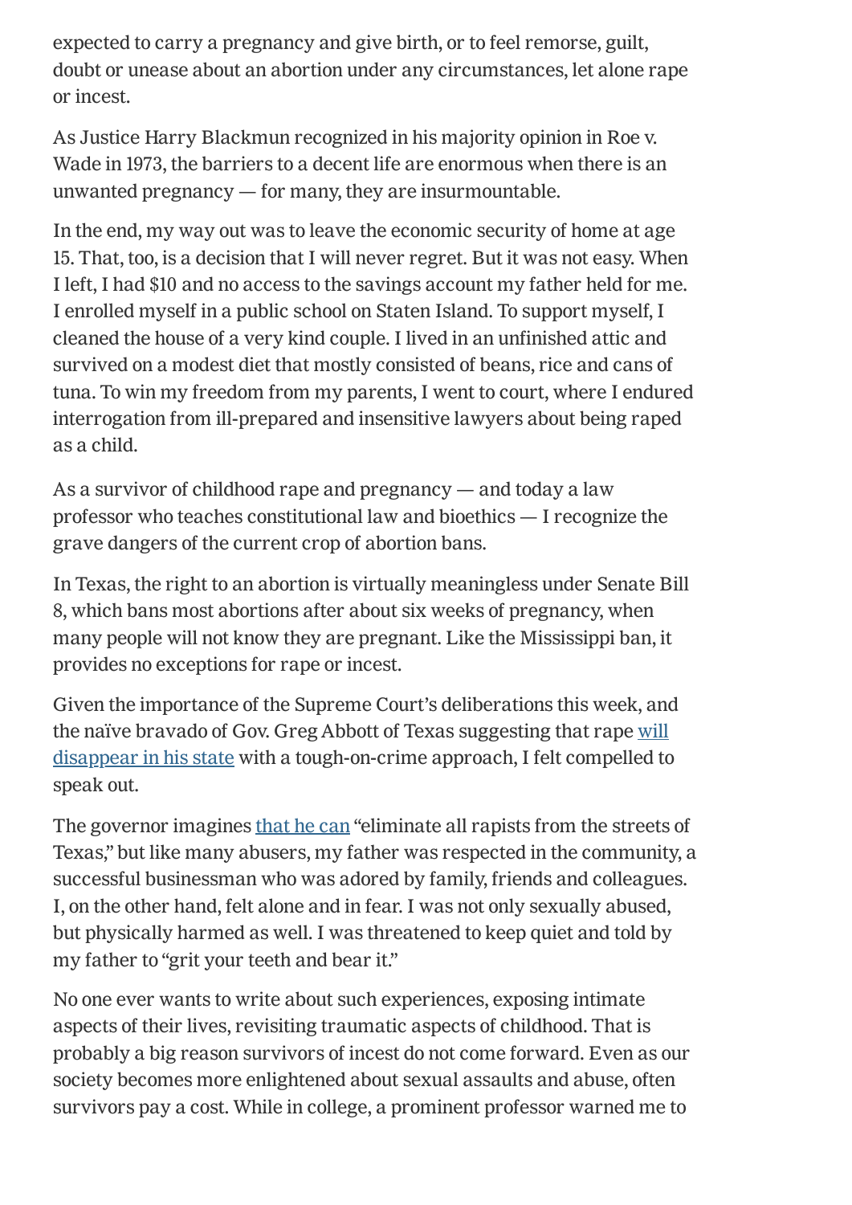expected to carry a pregnancy and give birth, or to feel remorse, guilt, doubt or unease about an abortion under any circumstances, let alone rape or incest.

As Justice Harry Blackmun recognized in his majority opinion in Roe v. Wade in 1973, the barriers to a decent life are enormous when there is an unwanted pregnancy — for many, they are insurmountable.

In the end, my way out was to leave the economic security of home at age 15. That, too, is a decision that I will never regret. But it was not easy. When I left, I had $10 and no access to the savings account my father held for me. I enrolled myself in a public school on Staten Island. To support myself, I cleaned the house of a very kind couple. I lived in an unfinished attic and survived on a modest diet that mostly consisted of beans, rice and cans of tuna. To win my freedom from my parents, I went to court, where I endured interrogation from ill-prepared and insensitive lawyers about being raped as a child.

As a survivor of childhood rape and pregnancy — and today a law professor who teaches constitutional law and bioethics — I recognize the grave dangers of the current crop of abortion bans.

In Texas, the right to an abortion is virtually meaningless under Senate Bill 8, which bans most abortions after about six weeks of pregnancy, when many people will not know they are pregnant. Like the Mississippi ban, it provides no exceptions for rape or incest.

Given the importance of the Supreme Court's deliberations this week, and the naïve bravado of Gov. Greg Abbott of Texas suggesting that rape will disappear in his state with a tough-on-crime approach, I felt compelled to speak out.

The governor imagines that he can "eliminate all rapists from the streets of Texas," but like many abusers, my father was respected in the community, a successful businessman who was adored by family, friends and colleagues. I, on the other hand, felt alone and in fear. I was not only sexually abused, but physically harmed as well. I was threatened to keep quiet and told by my father to "grit your teeth and bear it."

No one ever wants to write about such experiences, exposing intimate aspects of their lives, revisiting traumatic aspects of childhood. That is probably a big reason survivors of incest do not come forward. Even as our society becomes more enlightened about sexual assaults and abuse, often survivors pay a cost. While in college, a prominent professor warned me to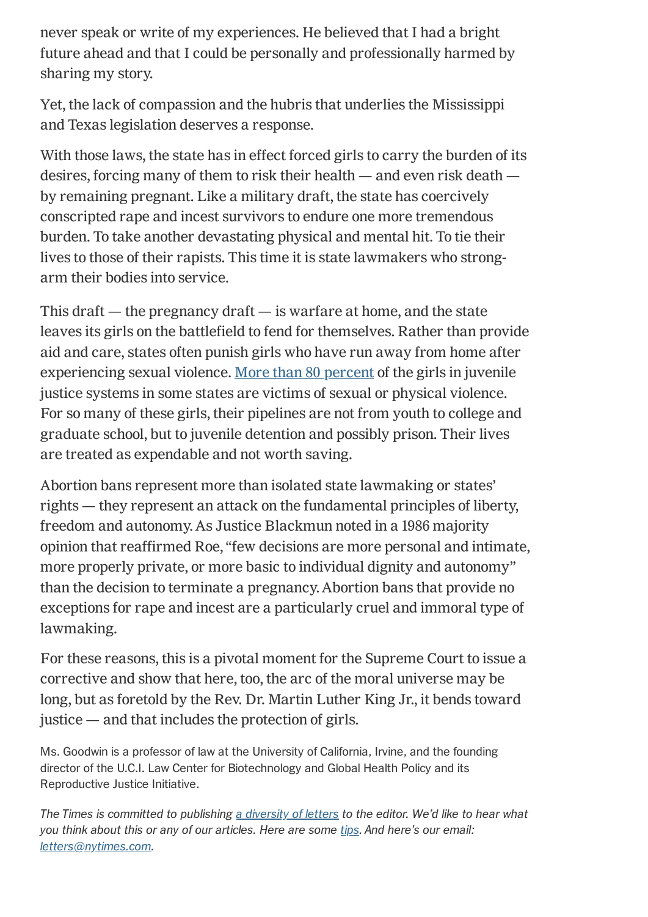never speak or write of my experiences. He believed that I had a bright future ahead and that I could be personally and professionally harmed by sharing my story.

Yet, the lack of compassion and the hubris that underlies the Mississippi and Texas legislation deserves a response.

With those laws, the state has in effect forced girls to carry the burden of its desires, forcing many of them to risk their health — and even risk death — by remaining pregnant. Like a military draft, the state has coercively conscripted rape and incest survivors to endure one more tremendous burden. To take another devastating physical and mental hit. To tie their lives to those of their rapists. This time it is state lawmakers who strong-arm their bodies into service.

This draft — the pregnancy draft — is warfare at home, and the state leaves its girls on the battlefield to fend for themselves. Rather than provide aid and care, states often punish girls who have run away from home after experiencing sexual violence. [More than 80 percent] of the girls in juvenile justice systems in some states are victims of sexual or physical violence. For so many of these girls, their pipelines are not from youth to college and graduate school, but to juvenile detention and possibly prison. Their lives are treated as expendable and not worth saving.

Abortion bans represent more than isolated state lawmaking or states' rights — they represent an attack on the fundamental principles of liberty, freedom and autonomy. As Justice Blackmun noted in a 1986 majority opinion that reaffirmed Roe, "few decisions are more personal and intimate, more properly private, or more basic to individual dignity and autonomy" than the decision to terminate a pregnancy. Abortion bans that provide no exceptions for rape and incest are a particularly cruel and immoral type of lawmaking.

For these reasons, this is a pivotal moment for the Supreme Court to issue a corrective and show that here, too, the arc of the moral universe may be long, but as foretold by the Rev. Dr. Martin Luther King Jr., it bends toward justice — and that includes the protection of girls.

Ms. Goodwin is a professor of law at the University of California, Irvine, and the founding director of the U.C.I. Law Center for Biotechnology and Global Health Policy and its Reproductive Justice Initiative.

*The Times is committed to publishing [a diversity of letters] to the editor. We'd like to hear what you think about this or any of our articles. Here are some [tips]. And here's our email: [letters@nytimes.com].*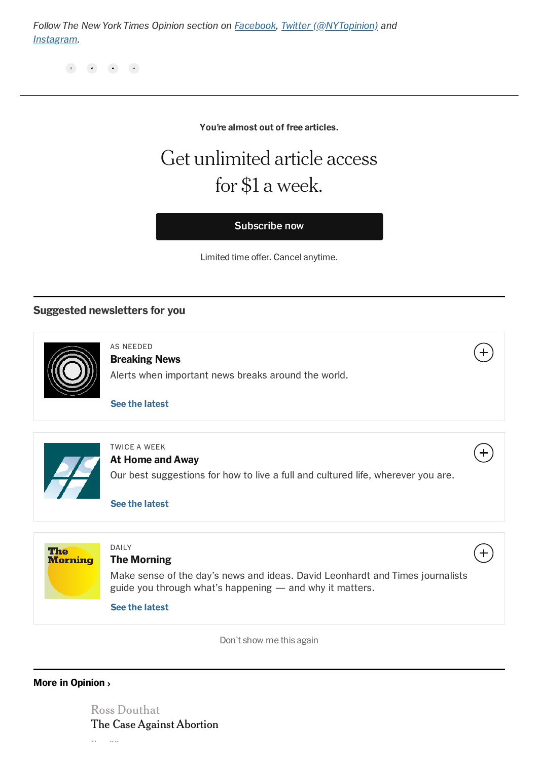*Follow The New York Times Opinion section on Facebook, Twitter (@NYTopinion) and Instagram.*

You're almost out of free articles.

Get unlimited article access for $1 a week.

Subscribe now

Limited time offer. Cancel anytime.

**Suggested newsletters for you**

AS NEEDED
**Breaking News**
Alerts when important news breaks around the world.
See the latest

TWICE A WEEK
**At Home and Away**
Our best suggestions for how to live a full and cultured life, wherever you are.
See the latest

DAILY
**The Morning**
Make sense of the day's news and ideas. David Leonhardt and Times journalists guide you through what's happening — and why it matters.
See the latest

Don't show me this again

**More in Opinion ›**

Ross Douthat
The Case Against Abortion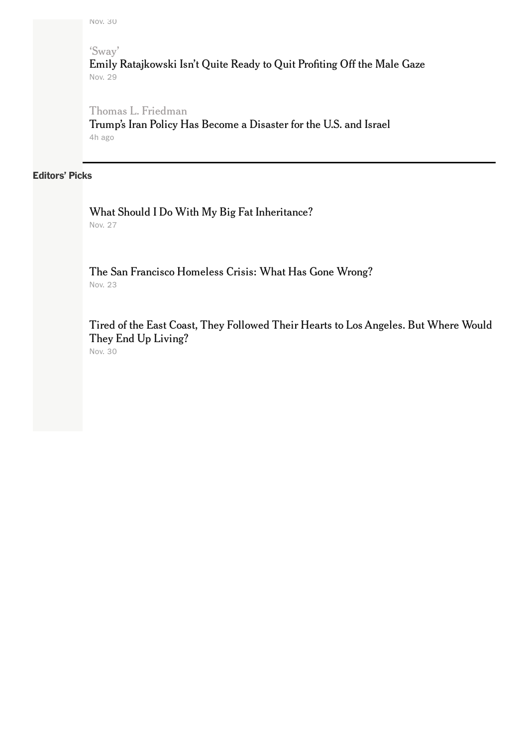Nov. 30

'Sway'

Emily Ratajkowski Isn't Quite Ready to Quit Profiting Off the Male Gaze

Nov. 29

Thomas L. Friedman

Trump's Iran Policy Has Become a Disaster for the U.S. and Israel

4h ago

## Editors' Picks

What Should I Do With My Big Fat Inheritance?

Nov. 27

The San Francisco Homeless Crisis: What Has Gone Wrong?

Nov. 23

Tired of the East Coast, They Followed Their Hearts to Los Angeles. But Where Would They End Up Living?

Nov. 30